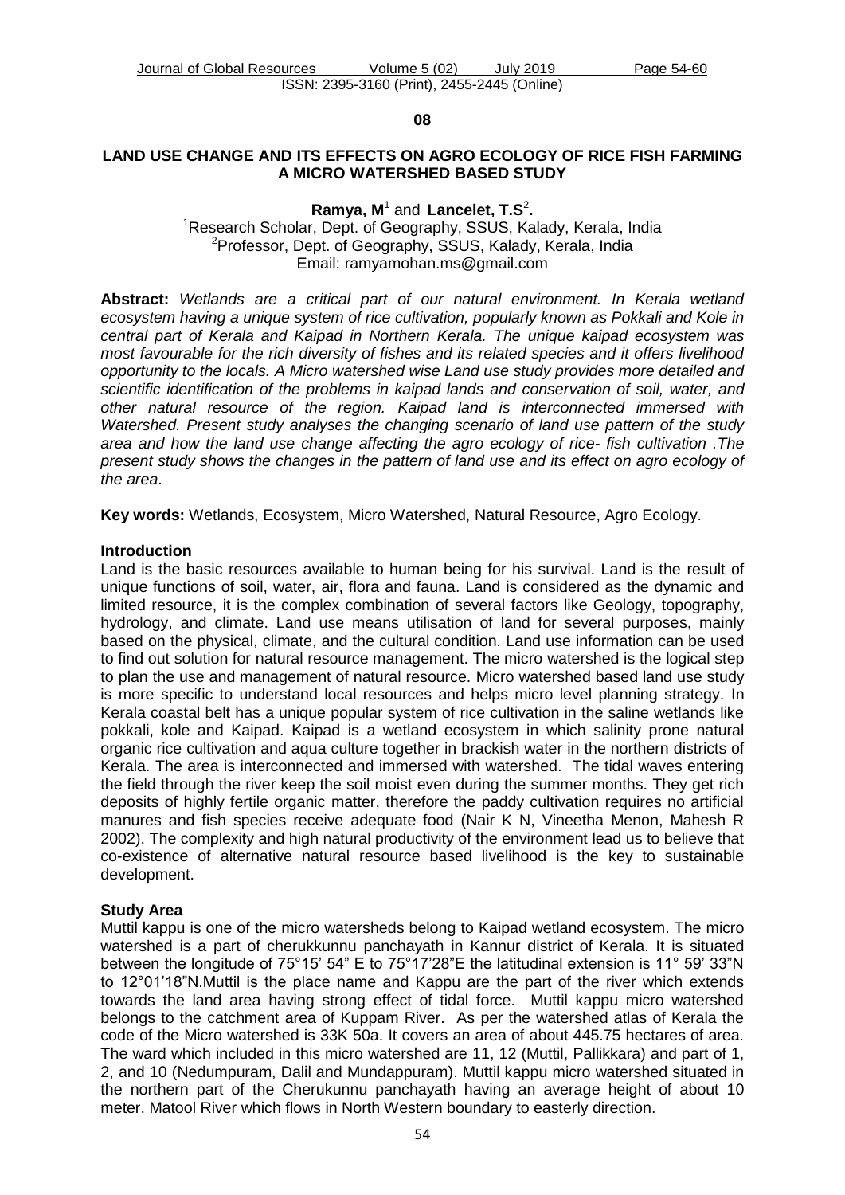**08**

## LAND USE CHANGE AND ITS EFFECTS ON AGRO ECOLOGY OF RICE FISH FARMING A MICRO WATERSHED BASED STUDY

**Ramya, M**[1] and **Lancelet, T.S**[2].

[1]Research Scholar, Dept. of Geography, SSUS, Kalady, Kerala, India
[2]Professor, Dept. of Geography, SSUS, Kalady, Kerala, India
Email: ramyamohan.ms@gmail.com

**Abstract:** *Wetlands are a critical part of our natural environment. In Kerala wetland ecosystem having a unique system of rice cultivation, popularly known as Pokkali and Kole in central part of Kerala and Kaipad in Northern Kerala. The unique kaipad ecosystem was most favourable for the rich diversity of fishes and its related species and it offers livelihood opportunity to the locals. A Micro watershed wise Land use study provides more detailed and scientific identification of the problems in kaipad lands and conservation of soil, water, and other natural resource of the region. Kaipad land is interconnected immersed with Watershed. Present study analyses the changing scenario of land use pattern of the study area and how the land use change affecting the agro ecology of rice- fish cultivation .The present study shows the changes in the pattern of land use and its effect on agro ecology of the area.*

**Key words:** Wetlands, Ecosystem, Micro Watershed, Natural Resource, Agro Ecology.

### Introduction

Land is the basic resources available to human being for his survival. Land is the result of unique functions of soil, water, air, flora and fauna. Land is considered as the dynamic and limited resource, it is the complex combination of several factors like Geology, topography, hydrology, and climate. Land use means utilisation of land for several purposes, mainly based on the physical, climate, and the cultural condition. Land use information can be used to find out solution for natural resource management. The micro watershed is the logical step to plan the use and management of natural resource. Micro watershed based land use study is more specific to understand local resources and helps micro level planning strategy. In Kerala coastal belt has a unique popular system of rice cultivation in the saline wetlands like pokkali, kole and Kaipad. Kaipad is a wetland ecosystem in which salinity prone natural organic rice cultivation and aqua culture together in brackish water in the northern districts of Kerala. The area is interconnected and immersed with watershed. The tidal waves entering the field through the river keep the soil moist even during the summer months. They get rich deposits of highly fertile organic matter, therefore the paddy cultivation requires no artificial manures and fish species receive adequate food (Nair K N, Vineetha Menon, Mahesh R 2002). The complexity and high natural productivity of the environment lead us to believe that co-existence of alternative natural resource based livelihood is the key to sustainable development.

### Study Area

Muttil kappu is one of the micro watersheds belong to Kaipad wetland ecosystem. The micro watershed is a part of cherukkunnu panchayath in Kannur district of Kerala. It is situated between the longitude of 75°15' 54" E to 75°17'28"E the latitudinal extension is 11° 59' 33"N to 12°01'18"N.Muttil is the place name and Kappu are the part of the river which extends towards the land area having strong effect of tidal force. Muttil kappu micro watershed belongs to the catchment area of Kuppam River. As per the watershed atlas of Kerala the code of the Micro watershed is 33K 50a. It covers an area of about 445.75 hectares of area. The ward which included in this micro watershed are 11, 12 (Muttil, Pallikkara) and part of 1, 2, and 10 (Nedumpuram, Dalil and Mundappuram). Muttil kappu micro watershed situated in the northern part of the Cherukunnu panchayath having an average height of about 10 meter. Matool River which flows in North Western boundary to easterly direction.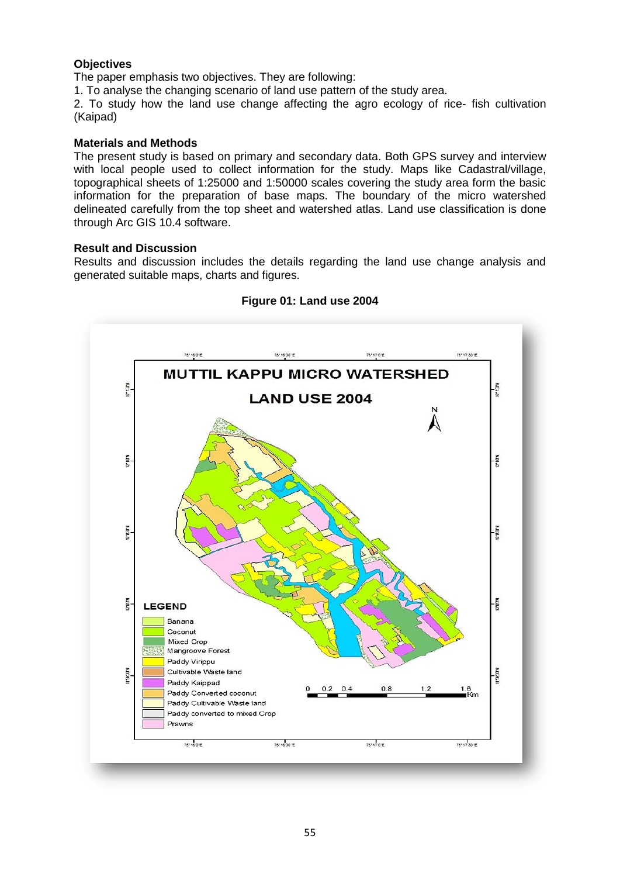**Objectives**

The paper emphasis two objectives. They are following:

1. To analyse the changing scenario of land use pattern of the study area.
2. To study how the land use change affecting the agro ecology of rice- fish cultivation (Kaipad)

**Materials and Methods**

The present study is based on primary and secondary data. Both GPS survey and interview with local people used to collect information for the study. Maps like Cadastral/village, topographical sheets of 1:25000 and 1:50000 scales covering the study area form the basic information for the preparation of base maps. The boundary of the micro watershed delineated carefully from the top sheet and watershed atlas. Land use classification is done through Arc GIS 10.4 software.

**Result and Discussion**

Results and discussion includes the details regarding the land use change analysis and generated suitable maps, charts and figures.

**Figure 01: Land use 2004**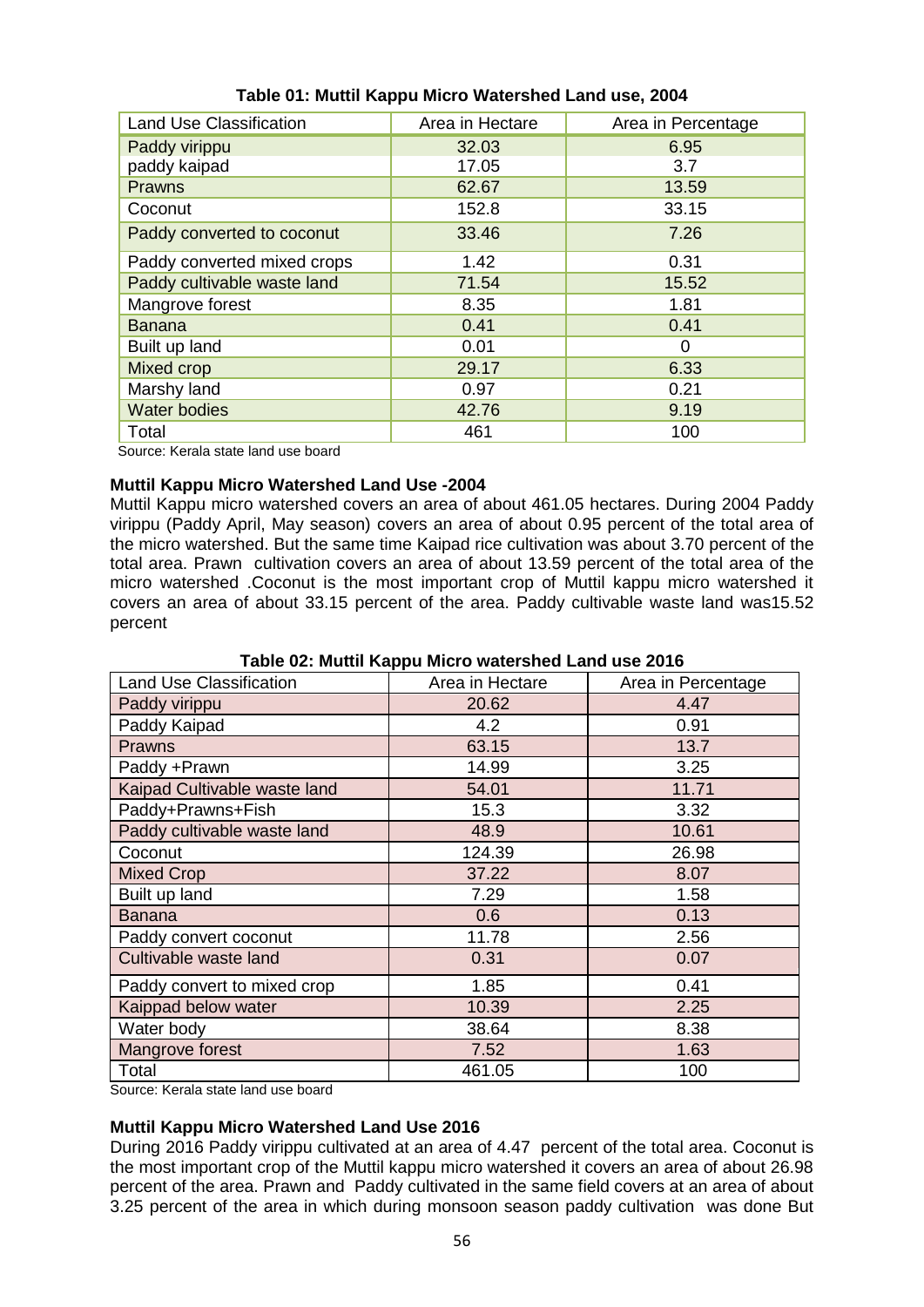**Table 01: Muttil Kappu Micro Watershed Land use, 2004**

| Land Use Classification | Area in Hectare | Area in Percentage |
|---|---|---|
| Paddy virippu | 32.03 | 6.95 |
| paddy kaipad | 17.05 | 3.7 |
| Prawns | 62.67 | 13.59 |
| Coconut | 152.8 | 33.15 |
| Paddy converted to coconut | 33.46 | 7.26 |
| Paddy converted mixed crops | 1.42 | 0.31 |
| Paddy cultivable waste land | 71.54 | 15.52 |
| Mangrove forest | 8.35 | 1.81 |
| Banana | 0.41 | 0.41 |
| Built up land | 0.01 | 0 |
| Mixed crop | 29.17 | 6.33 |
| Marshy land | 0.97 | 0.21 |
| Water bodies | 42.76 | 9.19 |
| Total | 461 | 100 |

Source: Kerala state land use board

**Muttil Kappu Micro Watershed Land Use -2004**

Muttil Kappu micro watershed covers an area of about 461.05 hectares. During 2004 Paddy virippu (Paddy April, May season) covers an area of about 0.95 percent of the total area of the micro watershed. But the same time Kaipad rice cultivation was about 3.70 percent of the total area. Prawn cultivation covers an area of about 13.59 percent of the total area of the micro watershed .Coconut is the most important crop of Muttil kappu micro watershed it covers an area of about 33.15 percent of the area. Paddy cultivable waste land was15.52 percent

**Table 02: Muttil Kappu Micro watershed Land use 2016**

| Land Use Classification | Area in Hectare | Area in Percentage |
|---|---|---|
| Paddy virippu | 20.62 | 4.47 |
| Paddy Kaipad | 4.2 | 0.91 |
| Prawns | 63.15 | 13.7 |
| Paddy +Prawn | 14.99 | 3.25 |
| Kaipad Cultivable waste land | 54.01 | 11.71 |
| Paddy+Prawns+Fish | 15.3 | 3.32 |
| Paddy cultivable waste land | 48.9 | 10.61 |
| Coconut | 124.39 | 26.98 |
| Mixed Crop | 37.22 | 8.07 |
| Built up land | 7.29 | 1.58 |
| Banana | 0.6 | 0.13 |
| Paddy convert coconut | 11.78 | 2.56 |
| Cultivable waste land | 0.31 | 0.07 |
| Paddy convert to mixed crop | 1.85 | 0.41 |
| Kaippad below water | 10.39 | 2.25 |
| Water body | 38.64 | 8.38 |
| Mangrove forest | 7.52 | 1.63 |
| Total | 461.05 | 100 |

Source: Kerala state land use board

**Muttil Kappu Micro Watershed Land Use 2016**

During 2016 Paddy virippu cultivated at an area of 4.47 percent of the total area. Coconut is the most important crop of the Muttil kappu micro watershed it covers an area of about 26.98 percent of the area. Prawn and Paddy cultivated in the same field covers at an area of about 3.25 percent of the area in which during monsoon season paddy cultivation was done But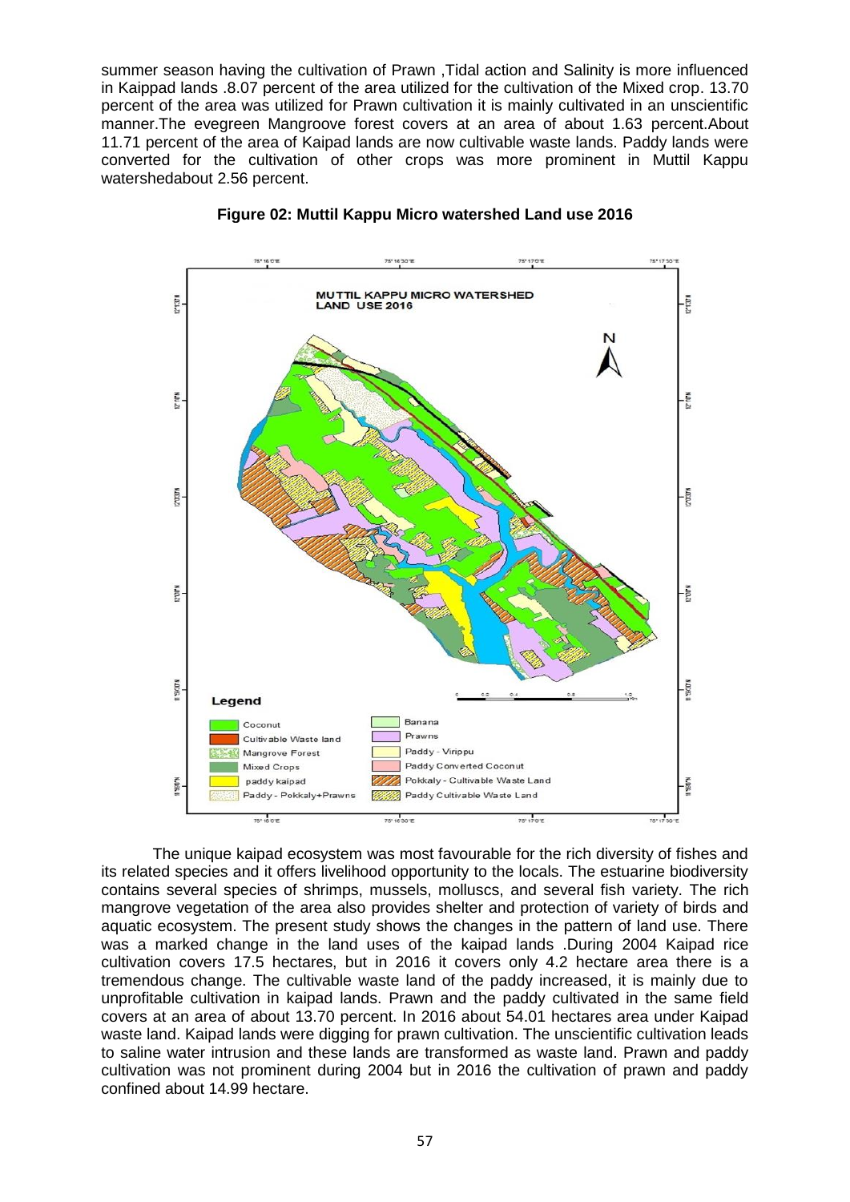summer season having the cultivation of Prawn ,Tidal action and Salinity is more influenced in Kaippad lands .8.07 percent of the area utilized for the cultivation of the Mixed crop. 13.70 percent of the area was utilized for Prawn cultivation it is mainly cultivated in an unscientific manner.The evegreen Mangroove forest covers at an area of about 1.63 percent.About 11.71 percent of the area of Kaipad lands are now cultivable waste lands. Paddy lands were converted for the cultivation of other crops was more prominent in Muttil Kappu watershedabout 2.56 percent.

**Figure 02: Muttil Kappu Micro watershed Land use 2016**

The unique kaipad ecosystem was most favourable for the rich diversity of fishes and its related species and it offers livelihood opportunity to the locals. The estuarine biodiversity contains several species of shrimps, mussels, molluscs, and several fish variety. The rich mangrove vegetation of the area also provides shelter and protection of variety of birds and aquatic ecosystem. The present study shows the changes in the pattern of land use. There was a marked change in the land uses of the kaipad lands .During 2004 Kaipad rice cultivation covers 17.5 hectares, but in 2016 it covers only 4.2 hectare area there is a tremendous change. The cultivable waste land of the paddy increased, it is mainly due to unprofitable cultivation in kaipad lands. Prawn and the paddy cultivated in the same field covers at an area of about 13.70 percent. In 2016 about 54.01 hectares area under Kaipad waste land. Kaipad lands were digging for prawn cultivation. The unscientific cultivation leads to saline water intrusion and these lands are transformed as waste land. Prawn and paddy cultivation was not prominent during 2004 but in 2016 the cultivation of prawn and paddy confined about 14.99 hectare.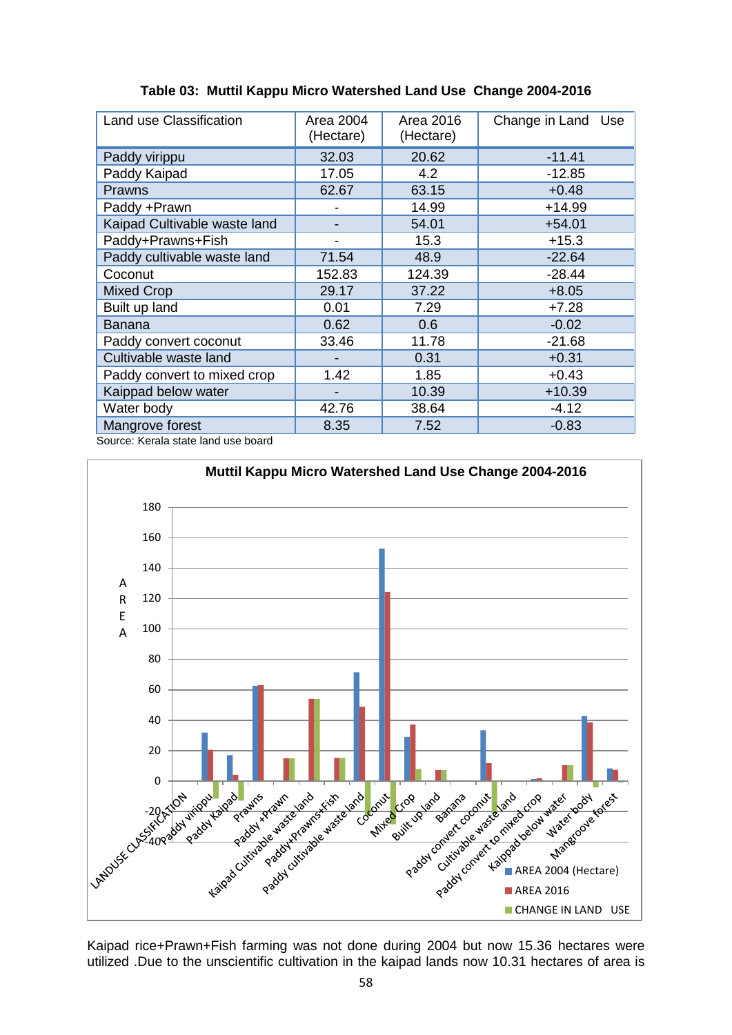**Table 03: Muttil Kappu Micro Watershed Land Use Change 2004-2016**

| Land use Classification | Area 2004 (Hectare) | Area 2016 (Hectare) | Change in Land Use |
|---|---|---|---|
| Paddy virippu | 32.03 | 20.62 | -11.41 |
| Paddy Kaipad | 17.05 | 4.2 | -12.85 |
| Prawns | 62.67 | 63.15 | +0.48 |
| Paddy +Prawn | - | 14.99 | +14.99 |
| Kaipad Cultivable waste land | - | 54.01 | +54.01 |
| Paddy+Prawns+Fish | - | 15.3 | +15.3 |
| Paddy cultivable waste land | 71.54 | 48.9 | -22.64 |
| Coconut | 152.83 | 124.39 | -28.44 |
| Mixed Crop | 29.17 | 37.22 | +8.05 |
| Built up land | 0.01 | 7.29 | +7.28 |
| Banana | 0.62 | 0.6 | -0.02 |
| Paddy convert coconut | 33.46 | 11.78 | -21.68 |
| Cultivable waste land | - | 0.31 | +0.31 |
| Paddy convert to mixed crop | 1.42 | 1.85 | +0.43 |
| Kaippad below water | - | 10.39 | +10.39 |
| Water body | 42.76 | 38.64 | -4.12 |
| Mangrove forest | 8.35 | 7.52 | -0.83 |

Source: Kerala state land use board

Muttil Kappu Micro Watershed Land Use Change 2004-2016

Kaipad rice+Prawn+Fish farming was not done during 2004 but now 15.36 hectares were utilized .Due to the unscientific cultivation in the kaipad lands now 10.31 hectares of area is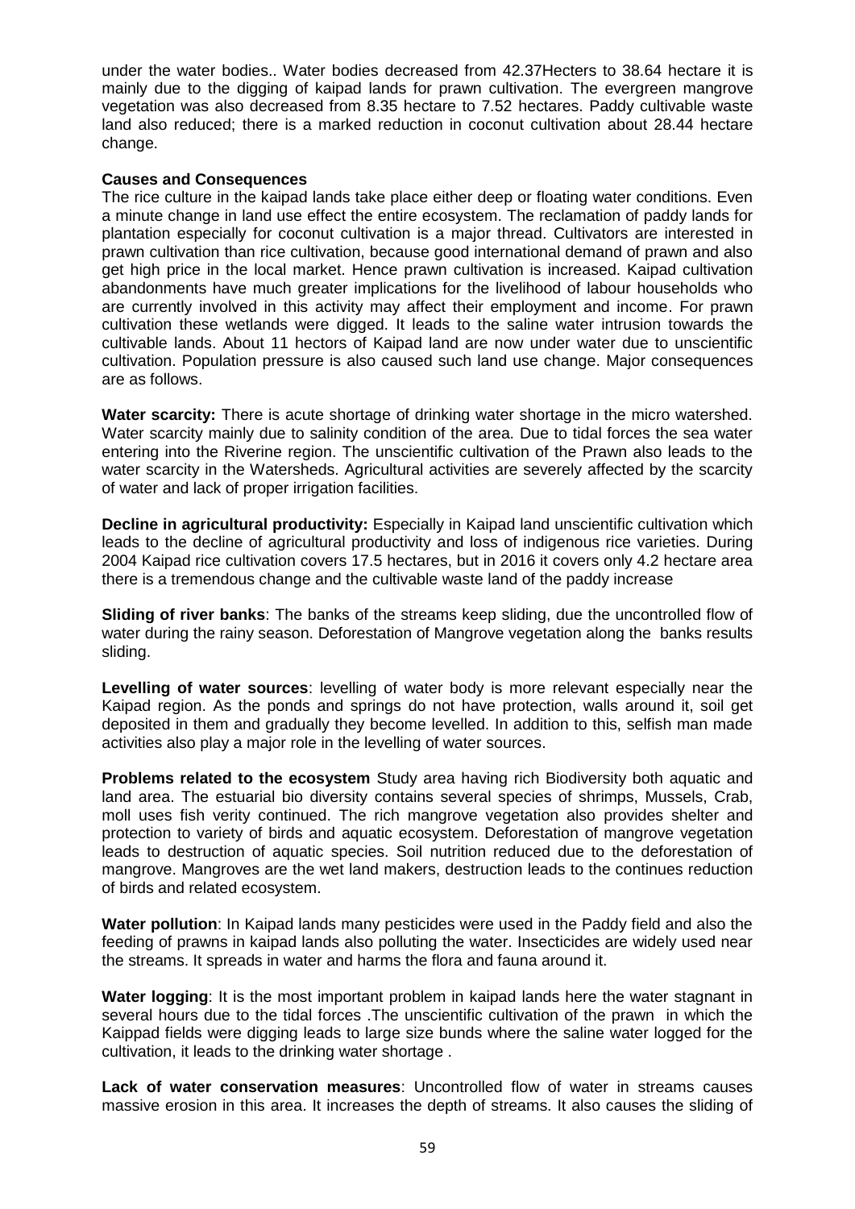under the water bodies.. Water bodies decreased from 42.37Hecters to 38.64 hectare it is mainly due to the digging of kaipad lands for prawn cultivation. The evergreen mangrove vegetation was also decreased from 8.35 hectare to 7.52 hectares. Paddy cultivable waste land also reduced; there is a marked reduction in coconut cultivation about 28.44 hectare change.

**Causes and Consequences**

The rice culture in the kaipad lands take place either deep or floating water conditions. Even a minute change in land use effect the entire ecosystem. The reclamation of paddy lands for plantation especially for coconut cultivation is a major thread. Cultivators are interested in prawn cultivation than rice cultivation, because good international demand of prawn and also get high price in the local market. Hence prawn cultivation is increased. Kaipad cultivation abandonments have much greater implications for the livelihood of labour households who are currently involved in this activity may affect their employment and income. For prawn cultivation these wetlands were digged. It leads to the saline water intrusion towards the cultivable lands. About 11 hectors of Kaipad land are now under water due to unscientific cultivation. Population pressure is also caused such land use change. Major consequences are as follows.

**Water scarcity:** There is acute shortage of drinking water shortage in the micro watershed. Water scarcity mainly due to salinity condition of the area. Due to tidal forces the sea water entering into the Riverine region. The unscientific cultivation of the Prawn also leads to the water scarcity in the Watersheds. Agricultural activities are severely affected by the scarcity of water and lack of proper irrigation facilities.

**Decline in agricultural productivity:** Especially in Kaipad land unscientific cultivation which leads to the decline of agricultural productivity and loss of indigenous rice varieties. During 2004 Kaipad rice cultivation covers 17.5 hectares, but in 2016 it covers only 4.2 hectare area there is a tremendous change and the cultivable waste land of the paddy increase

**Sliding of river banks**: The banks of the streams keep sliding, due the uncontrolled flow of water during the rainy season. Deforestation of Mangrove vegetation along the banks results sliding.

**Levelling of water sources**: levelling of water body is more relevant especially near the Kaipad region. As the ponds and springs do not have protection, walls around it, soil get deposited in them and gradually they become levelled. In addition to this, selfish man made activities also play a major role in the levelling of water sources.

**Problems related to the ecosystem** Study area having rich Biodiversity both aquatic and land area. The estuarial bio diversity contains several species of shrimps, Mussels, Crab, moll uses fish verity continued. The rich mangrove vegetation also provides shelter and protection to variety of birds and aquatic ecosystem. Deforestation of mangrove vegetation leads to destruction of aquatic species. Soil nutrition reduced due to the deforestation of mangrove. Mangroves are the wet land makers, destruction leads to the continues reduction of birds and related ecosystem.

**Water pollution**: In Kaipad lands many pesticides were used in the Paddy field and also the feeding of prawns in kaipad lands also polluting the water. Insecticides are widely used near the streams. It spreads in water and harms the flora and fauna around it.

**Water logging**: It is the most important problem in kaipad lands here the water stagnant in several hours due to the tidal forces .The unscientific cultivation of the prawn in which the Kaippad fields were digging leads to large size bunds where the saline water logged for the cultivation, it leads to the drinking water shortage .

**Lack of water conservation measures**: Uncontrolled flow of water in streams causes massive erosion in this area. It increases the depth of streams. It also causes the sliding of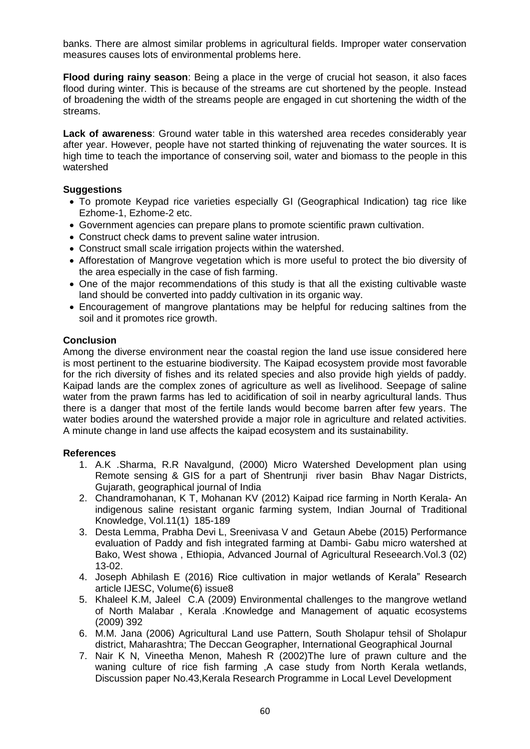banks. There are almost similar problems in agricultural fields. Improper water conservation measures causes lots of environmental problems here.

**Flood during rainy season**: Being a place in the verge of crucial hot season, it also faces flood during winter. This is because of the streams are cut shortened by the people. Instead of broadening the width of the streams people are engaged in cut shortening the width of the streams.

**Lack of awareness**: Ground water table in this watershed area recedes considerably year after year. However, people have not started thinking of rejuvenating the water sources. It is high time to teach the importance of conserving soil, water and biomass to the people in this watershed

**Suggestions**

- To promote Keypad rice varieties especially GI (Geographical Indication) tag rice like Ezhome-1, Ezhome-2 etc.
- Government agencies can prepare plans to promote scientific prawn cultivation.
- Construct check dams to prevent saline water intrusion.
- Construct small scale irrigation projects within the watershed.
- Afforestation of Mangrove vegetation which is more useful to protect the bio diversity of the area especially in the case of fish farming.
- One of the major recommendations of this study is that all the existing cultivable waste land should be converted into paddy cultivation in its organic way.
- Encouragement of mangrove plantations may be helpful for reducing saltines from the soil and it promotes rice growth.

**Conclusion**

Among the diverse environment near the coastal region the land use issue considered here is most pertinent to the estuarine biodiversity. The Kaipad ecosystem provide most favorable for the rich diversity of fishes and its related species and also provide high yields of paddy. Kaipad lands are the complex zones of agriculture as well as livelihood. Seepage of saline water from the prawn farms has led to acidification of soil in nearby agricultural lands. Thus there is a danger that most of the fertile lands would become barren after few years. The water bodies around the watershed provide a major role in agriculture and related activities. A minute change in land use affects the kaipad ecosystem and its sustainability.

**References**

1. A.K .Sharma, R.R Navalgund, (2000) Micro Watershed Development plan using Remote sensing & GIS for a part of Shentrunji river basin Bhav Nagar Districts, Gujarath, geographical journal of India
2. Chandramohanan, K T, Mohanan KV (2012) Kaipad rice farming in North Kerala- An indigenous saline resistant organic farming system, Indian Journal of Traditional Knowledge, Vol.11(1) 185-189
3. Desta Lemma, Prabha Devi L, Sreenivasa V and Getaun Abebe (2015) Performance evaluation of Paddy and fish integrated farming at Dambi- Gabu micro watershed at Bako, West showa , Ethiopia, Advanced Journal of Agricultural Reseearch.Vol.3 (02) 13-02.
4. Joseph Abhilash E (2016) Rice cultivation in major wetlands of Kerala" Research article IJESC, Volume(6) issue8
5. Khaleel K.M, Jaleel C.A (2009) Environmental challenges to the mangrove wetland of North Malabar , Kerala .Knowledge and Management of aquatic ecosystems (2009) 392
6. M.M. Jana (2006) Agricultural Land use Pattern, South Sholapur tehsil of Sholapur district, Maharashtra; The Deccan Geographer, International Geographical Journal
7. Nair K N, Vineetha Menon, Mahesh R (2002)The lure of prawn culture and the waning culture of rice fish farming ,A case study from North Kerala wetlands, Discussion paper No.43,Kerala Research Programme in Local Level Development